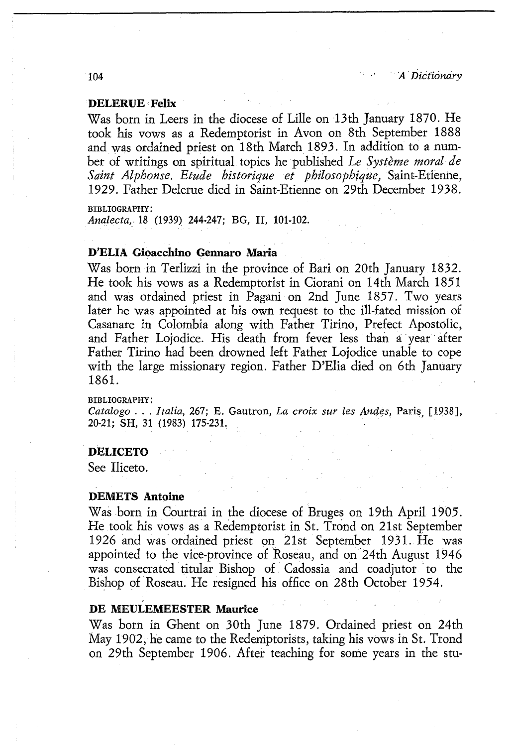**DELERUE Felix**

Was born in Leers in the diocese of Lille on 13th January 1870. He took his vows as a Redemptorist in Avon on 8th September 1888 and was ordained priest on 18th March 1893. In addition to a number of writings on spiritual topics he published *Le Système moral de Saint Alphonse. Etude historique et philosophique,* Saint-Etienne, 1929. Father Delerue died in Saint-Etienne on 29th December 1938.

BIBLIOGRAPHY:
*Analecta,* 18 (1939) 244-247; BG, II, 101-102.

**D'ELIA Gioacchino Gennaro Maria**

Was born in Terlizzi in the province of Bari on 20th January 1832. He took his vows as a Redemptorist in Ciorani on 14th March 1851 and was ordained priest in Pagani on 2nd June 1857. Two years later he was appointed at his own request to the ill-fated mission of Casanare in Colombia along with Father Tirino, Prefect Apostolic, and Father Lojodice. His death from fever less than a year after Father Tirino had been drowned left Father Lojodice unable to cope with the large missionary region. Father D'Elia died on 6th January 1861.

BIBLIOGRAPHY:
*Catalogo . . . Italia,* 267; E. Gautron, *La croix sur les Andes,* Paris, [1938], 20-21; SH, 31 (1983) 175-231.

**DELICETO**

See Iliceto.

**DEMETS Antoine**

Was born in Courtrai in the diocese of Bruges on 19th April 1905. He took his vows as a Redemptorist in St. Trond on 21st September 1926 and was ordained priest on 21st September 1931. He was appointed to the vice-province of Roseau, and on 24th August 1946 was consecrated titular Bishop of Cadossia and coadjutor to the Bishop of Roseau. He resigned his office on 28th October 1954.

**DE MEULEMEESTER Maurice**

Was born in Ghent on 30th June 1879. Ordained priest on 24th May 1902, he came to the Redemptorists, taking his vows in St. Trond on 29th September 1906. After teaching for some years in the stu-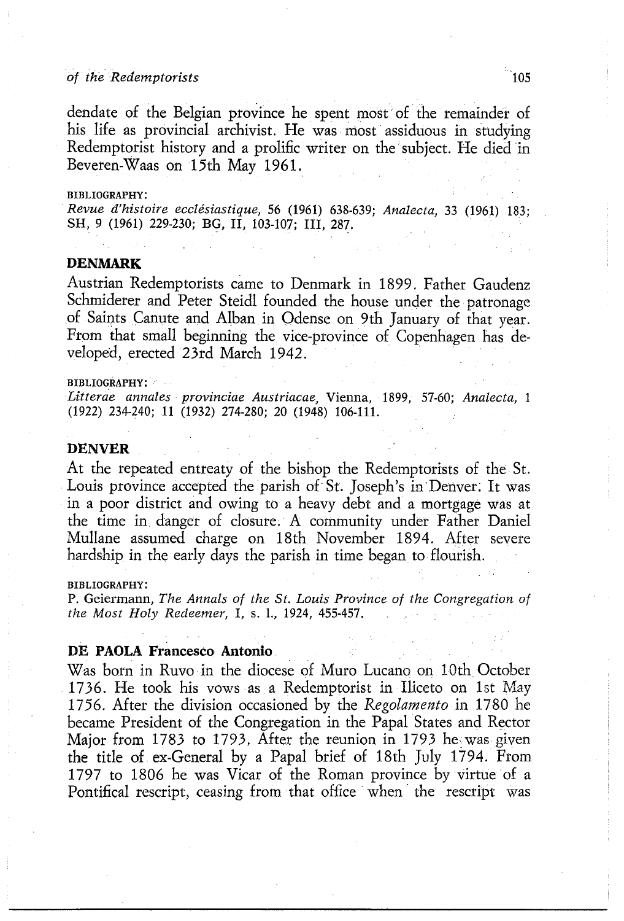dendate of the Belgian province he spent most of the remainder of his life as provincial archivist. He was most assiduous in studying Redemptorist history and a prolific writer on the subject. He died in Beveren-Waas on 15th May 1961.

BIBLIOGRAPHY:
*Revue d'histoire ecclésiastique*, 56 (1961) 638-639; *Analecta*, 33 (1961) 183; SH, 9 (1961) 229-230; BG, II, 103-107; III, 287.

### DENMARK

Austrian Redemptorists came to Denmark in 1899. Father Gaudenz Schmiderer and Peter Steidl founded the house under the patronage of Saints Canute and Alban in Odense on 9th January of that year. From that small beginning the vice-province of Copenhagen has developed, erected 23rd March 1942.

BIBLIOGRAPHY:
*Litterae annales provinciae Austriacae*, Vienna, 1899, 57-60; *Analecta*, 1 (1922) 234-240; 11 (1932) 274-280; 20 (1948) 106-111.

### DENVER

At the repeated entreaty of the bishop the Redemptorists of the St. Louis province accepted the parish of St. Joseph's in Denver. It was in a poor district and owing to a heavy debt and a mortgage was at the time in danger of closure. A community under Father Daniel Mullane assumed charge on 18th November 1894. After severe hardship in the early days the parish in time began to flourish.

BIBLIOGRAPHY:
P. Geiermann, *The Annals of the St. Louis Province of the Congregation of the Most Holy Redeemer*, I, s. l., 1924, 455-457.

### DE PAOLA Francesco Antonio

Was born in Ruvo in the diocese of Muro Lucano on 10th October 1736. He took his vows as a Redemptorist in Iliceto on 1st May 1756. After the division occasioned by the *Regolamento* in 1780 he became President of the Congregation in the Papal States and Rector Major from 1783 to 1793, After the reunion in 1793 he was given the title of ex-General by a Papal brief of 18th July 1794. From 1797 to 1806 he was Vicar of the Roman province by virtue of a Pontifical rescript, ceasing from that office when the rescript was